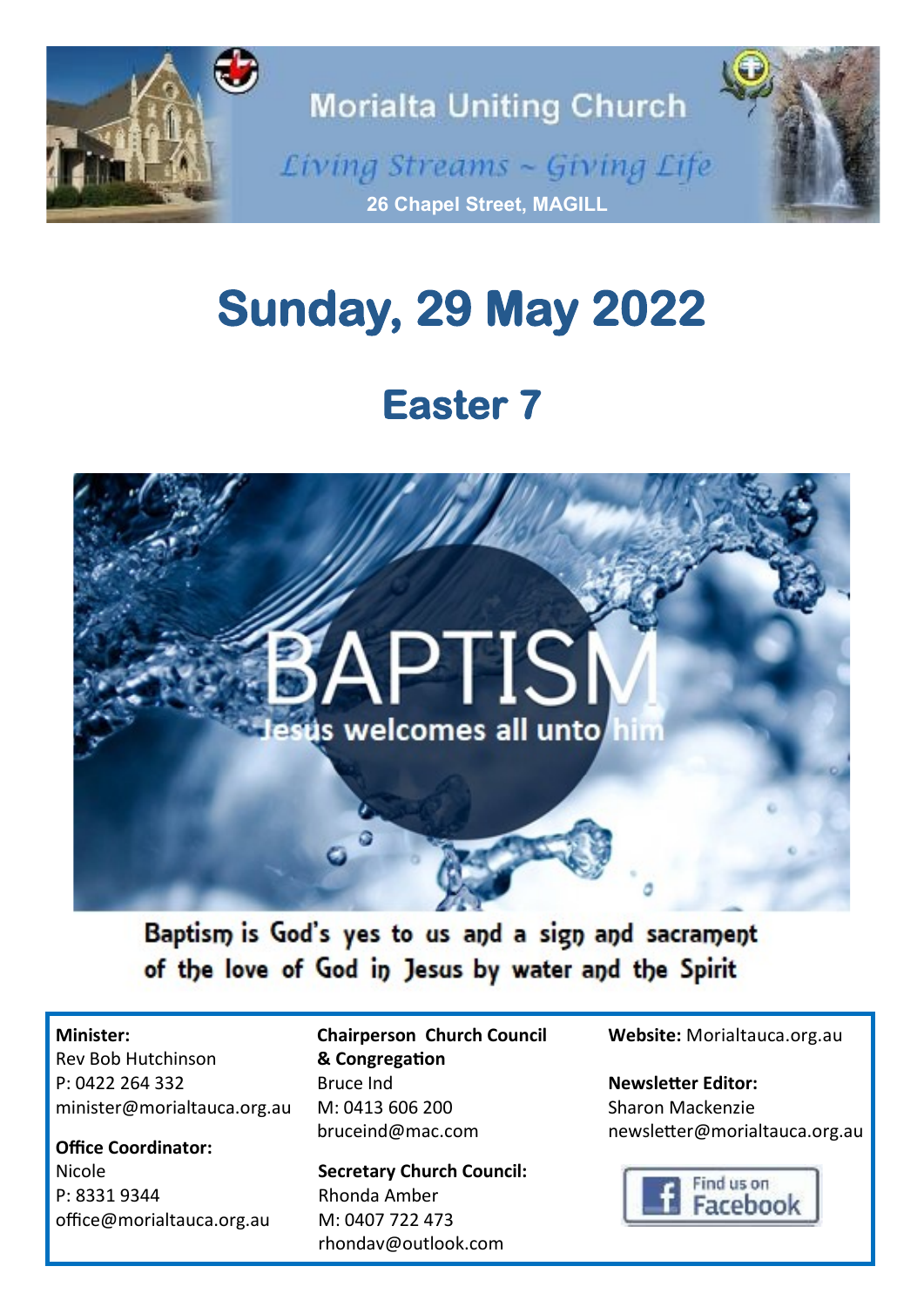Morialta Uniting Church

*Living Streams ~ Giving Life*

**26 Chapel Street, MAGILL**

# Sunday, 29 May 2022

## Easter 7

BAPTISM

Jesus welcomes all unto him

Baptism is God's yes to us and a sign and sacrament of the love of God in Jesus by water and the Spirit

**Minister:**
Rev Bob Hutchinson
P: 0422 264 332
minister@morialtauca.org.au

**Office Coordinator:**
Nicole
P: 8331 9344
office@morialtauca.org.au

**Chairperson Church Council & Congregation**
Bruce Ind
M: 0413 606 200
bruceind@mac.com

**Secretary Church Council:**
Rhonda Amber
M: 0407 722 473
rhondav@outlook.com

**Website:** Morialtauca.org.au

**Newsletter Editor:**
Sharon Mackenzie
newsletter@morialtauca.org.au

Find us on Facebook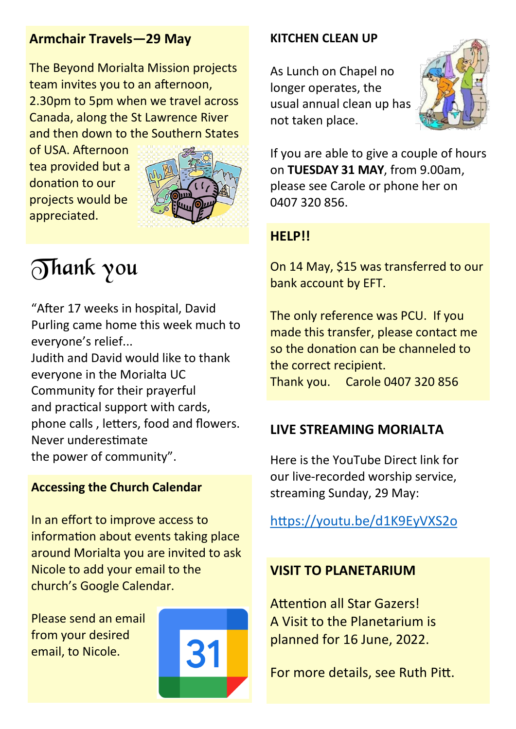## Armchair Travels—29 May

The Beyond Morialta Mission projects team invites you to an afternoon, 2.30pm to 5pm when we travel across Canada, along the St Lawrence River and then down to the Southern States of USA. Afternoon tea provided but a donation to our projects would be appreciated.

# Thank you

"After 17 weeks in hospital, David Purling came home this week much to everyone's relief...
Judith and David would like to thank everyone in the Morialta UC Community for their prayerful and practical support with cards, phone calls , letters, food and flowers.
Never underestimate
the power of community".

## Accessing the Church Calendar

In an effort to improve access to information about events taking place around Morialta you are invited to ask Nicole to add your email to the church's Google Calendar.

Please send an email from your desired email, to Nicole.

## KITCHEN CLEAN UP

As Lunch on Chapel no longer operates, the usual annual clean up has not taken place.

If you are able to give a couple of hours on **TUESDAY 31 MAY**, from 9.00am, please see Carole or phone her on 0407 320 856.

## HELP!!

On 14 May, $15 was transferred to our bank account by EFT.

The only reference was PCU. If you made this transfer, please contact me so the donation can be channeled to the correct recipient.
Thank you. Carole 0407 320 856

## LIVE STREAMING MORIALTA

Here is the YouTube Direct link for our live-recorded worship service, streaming Sunday, 29 May:

https://youtu.be/d1K9EyVXS2o

## VISIT TO PLANETARIUM

Attention all Star Gazers!
A Visit to the Planetarium is planned for 16 June, 2022.

For more details, see Ruth Pitt.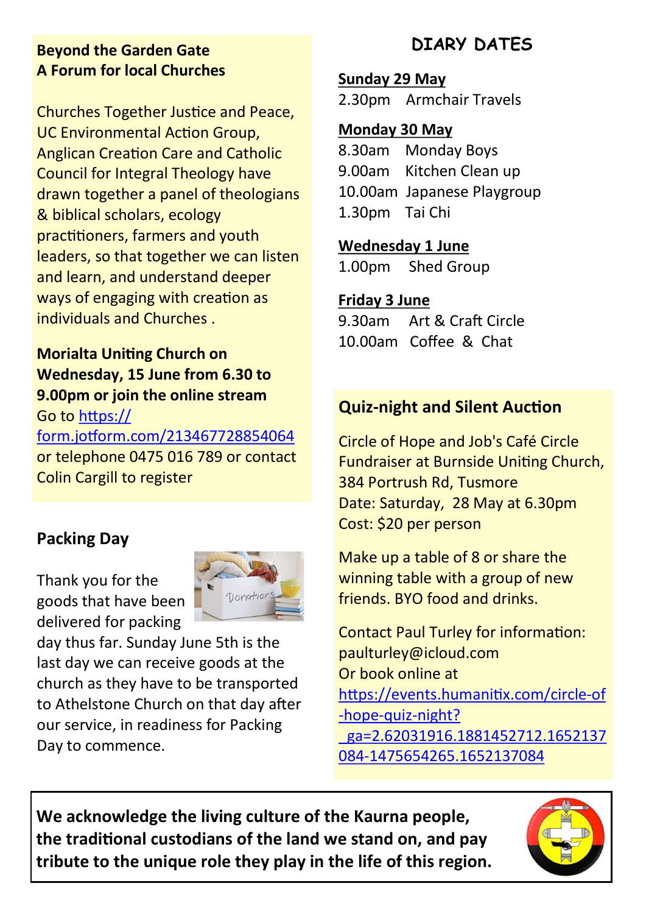**Beyond the Garden Gate**
**A Forum for local Churches**

Churches Together Justice and Peace, UC Environmental Action Group, Anglican Creation Care and Catholic Council for Integral Theology have drawn together a panel of theologians & biblical scholars, ecology practitioners, farmers and youth leaders, so that together we can listen and learn, and understand deeper ways of engaging with creation as individuals and Churches .

**Morialta Uniting Church on Wednesday, 15 June from 6.30 to 9.00pm or join the online stream**
Go to https://form.jotform.com/213467728854064 or telephone 0475 016 789 or contact Colin Cargill to register

## Packing Day

Thank you for the goods that have been delivered for packing day thus far. Sunday June 5th is the last day we can receive goods at the church as they have to be transported to Athelstone Church on that day after our service, in readiness for Packing Day to commence.

## DIARY DATES

**Sunday 29 May**
2.30pm Armchair Travels

**Monday 30 May**
8.30am Monday Boys
9.00am Kitchen Clean up
10.00am Japanese Playgroup
1.30pm Tai Chi

**Wednesday 1 June**
1.00pm Shed Group

**Friday 3 June**
9.30am Art & Craft Circle
10.00am Coffee & Chat

## Quiz-night and Silent Auction

Circle of Hope and Job's Café Circle Fundraiser at Burnside Uniting Church, 384 Portrush Rd, Tusmore
Date: Saturday, 28 May at 6.30pm
Cost: $20 per person

Make up a table of 8 or share the winning table with a group of new friends. BYO food and drinks.

Contact Paul Turley for information: paulturley@icloud.com
Or book online at https://events.humanitix.com/circle-of-hope-quiz-night?_ga=2.62031916.1881452712.1652137084-1475654265.1652137084

**We acknowledge the living culture of the Kaurna people, the traditional custodians of the land we stand on, and pay tribute to the unique role they play in the life of this region.**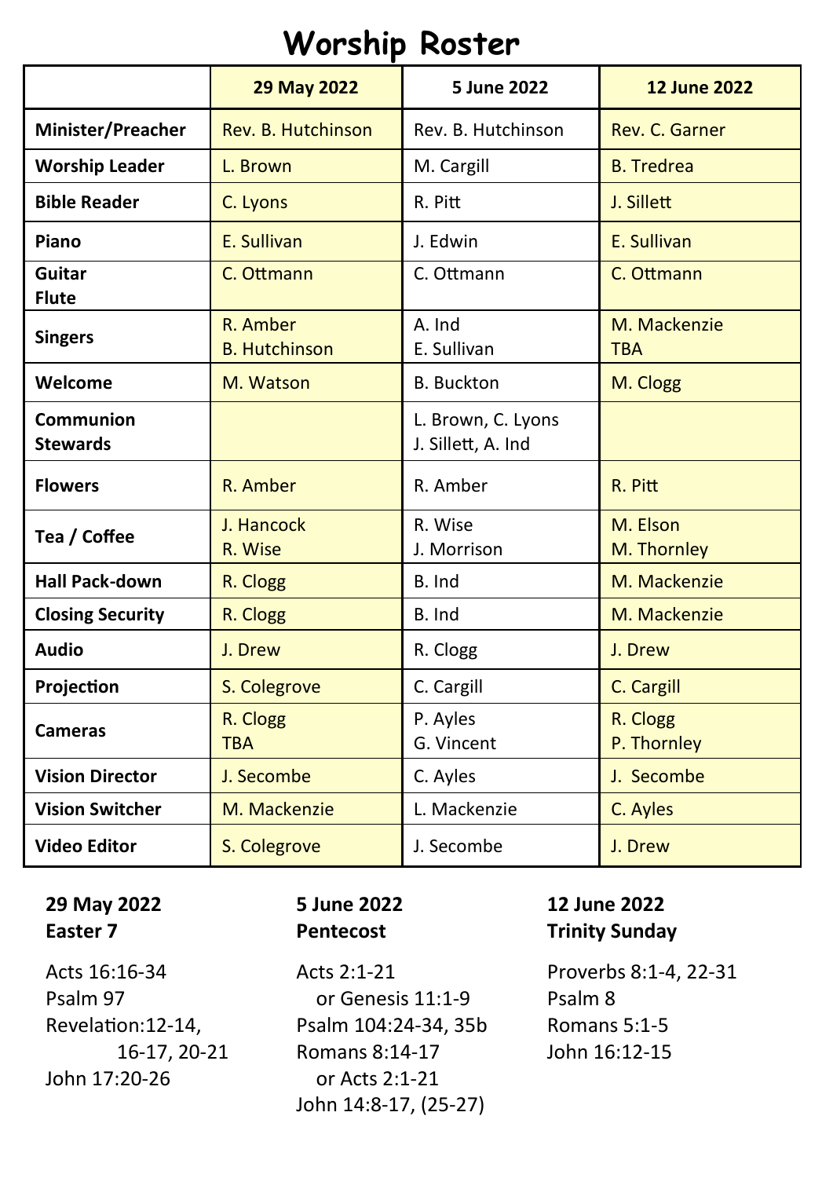# Worship Roster

| | 29 May 2022 | 5 June 2022 | 12 June 2022 |
|---|---|---|---|
| **Minister/Preacher** | Rev. B. Hutchinson | Rev. B. Hutchinson | Rev. C. Garner |
| **Worship Leader** | L. Brown | M. Cargill | B. Tredrea |
| **Bible Reader** | C. Lyons | R. Pitt | J. Sillett |
| **Piano** | E. Sullivan | J. Edwin | E. Sullivan |
| **Guitar**<br>**Flute** | C. Ottmann | C. Ottmann | C. Ottmann |
| **Singers** | R. Amber<br>B. Hutchinson | A. Ind<br>E. Sullivan | M. Mackenzie<br>TBA |
| **Welcome** | M. Watson | B. Buckton | M. Clogg |
| **Communion Stewards** | | L. Brown, C. Lyons<br>J. Sillett, A. Ind | |
| **Flowers** | R. Amber | R. Amber | R. Pitt |
| **Tea / Coffee** | J. Hancock<br>R. Wise | R. Wise<br>J. Morrison | M. Elson<br>M. Thornley |
| **Hall Pack-down** | R. Clogg | B. Ind | M. Mackenzie |
| **Closing Security** | R. Clogg | B. Ind | M. Mackenzie |
| **Audio** | J. Drew | R. Clogg | J. Drew |
| **Projection** | S. Colegrove | C. Cargill | C. Cargill |
| **Cameras** | R. Clogg<br>TBA | P. Ayles<br>G. Vincent | R. Clogg<br>P. Thornley |
| **Vision Director** | J. Secombe | C. Ayles | J. Secombe |
| **Vision Switcher** | M. Mackenzie | L. Mackenzie | C. Ayles |
| **Video Editor** | S. Colegrove | J. Secombe | J. Drew |

**29 May 2022**
**Easter 7**

Acts 16:16-34
Psalm 97
Revelation:12-14, 16-17, 20-21
John 17:20-26

**5 June 2022**
**Pentecost**

Acts 2:1-21
  or Genesis 11:1-9
Psalm 104:24-34, 35b
Romans 8:14-17
  or Acts 2:1-21
John 14:8-17, (25-27)

**12 June 2022**
**Trinity Sunday**

Proverbs 8:1-4, 22-31
Psalm 8
Romans 5:1-5
John 16:12-15